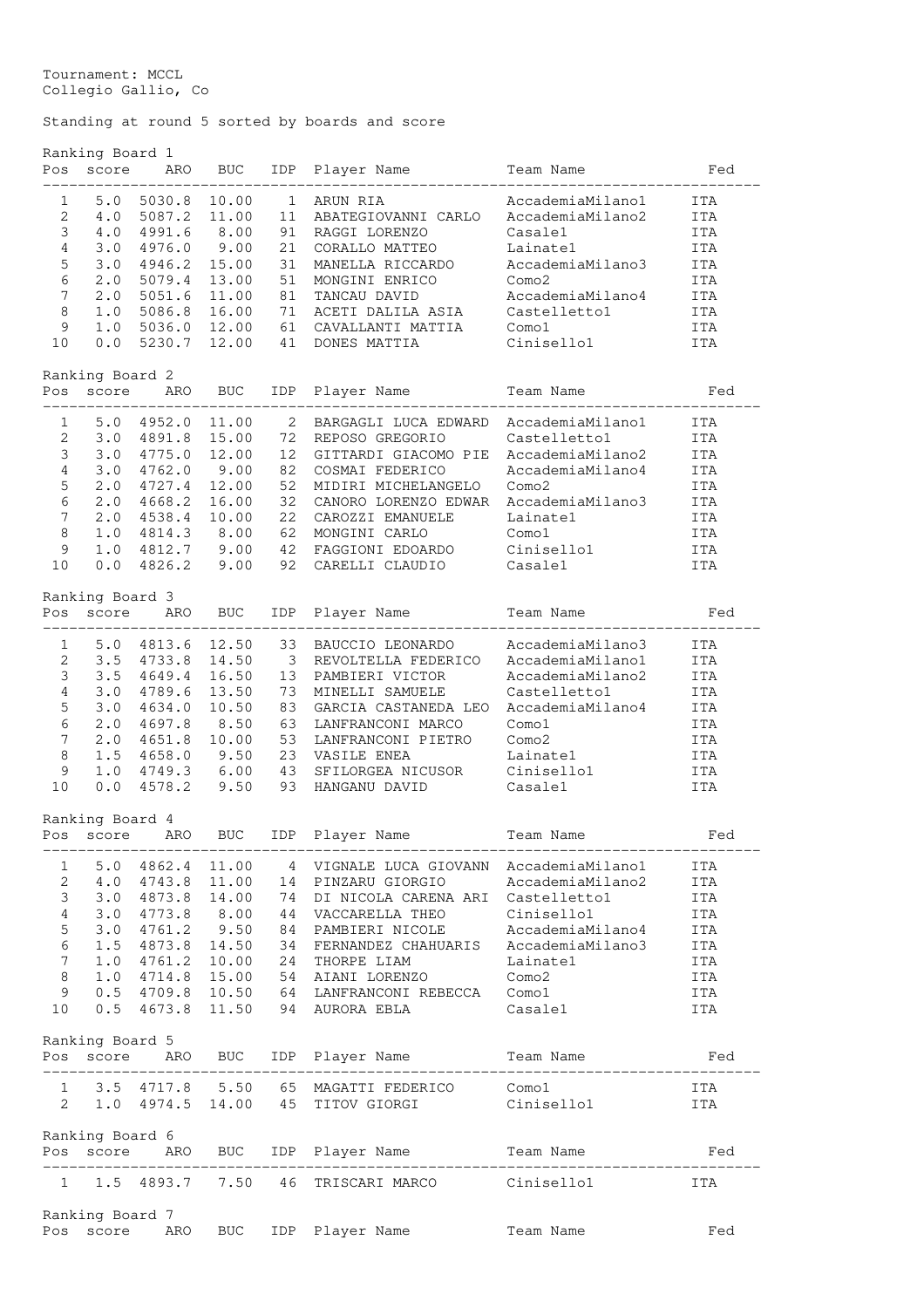Tournament: MCCL
Collegio Gallio, Co

Standing at round 5 sorted by boards and score

Ranking Board 1

| Pos | score | ARO | BUC | IDP | Player Name | Team Name | Fed |
|---|---|---|---|---|---|---|---|
| 1 | 5.0 | 5030.8 | 10.00 | 1 | ARUN RIA | AccademiaMilano1 | ITA |
| 2 | 4.0 | 5087.2 | 11.00 | 11 | ABATEGIOVANNI CARLO | AccademiaMilano2 | ITA |
| 3 | 4.0 | 4991.6 | 8.00 | 91 | RAGGI LORENZO | Casale1 | ITA |
| 4 | 3.0 | 4976.0 | 9.00 | 21 | CORALLO MATTEO | Lainate1 | ITA |
| 5 | 3.0 | 4946.2 | 15.00 | 31 | MANELLA RICCARDO | AccademiaMilano3 | ITA |
| 6 | 2.0 | 5079.4 | 13.00 | 51 | MONGINI ENRICO | Como2 | ITA |
| 7 | 2.0 | 5051.6 | 11.00 | 81 | TANCAU DAVID | AccademiaMilano4 | ITA |
| 8 | 1.0 | 5086.8 | 16.00 | 71 | ACETI DALILA ASIA | Castelletto1 | ITA |
| 9 | 1.0 | 5036.0 | 12.00 | 61 | CAVALLANTI MATTIA | Como1 | ITA |
| 10 | 0.0 | 5230.7 | 12.00 | 41 | DONES MATTIA | Cinisello1 | ITA |

Ranking Board 2

| Pos | score | ARO | BUC | IDP | Player Name | Team Name | Fed |
|---|---|---|---|---|---|---|---|
| 1 | 5.0 | 4952.0 | 11.00 | 2 | BARGAGLI LUCA EDWARD | AccademiaMilano1 | ITA |
| 2 | 3.0 | 4891.8 | 15.00 | 72 | REPOSO GREGORIO | Castelletto1 | ITA |
| 3 | 3.0 | 4775.0 | 12.00 | 12 | GITTARDI GIACOMO PIE | AccademiaMilano2 | ITA |
| 4 | 3.0 | 4762.0 | 9.00 | 82 | COSMAI FEDERICO | AccademiaMilano4 | ITA |
| 5 | 2.0 | 4727.4 | 12.00 | 52 | MIDIRI MICHELANGELO | Como2 | ITA |
| 6 | 2.0 | 4668.2 | 16.00 | 32 | CANORO LORENZO EDWAR | AccademiaMilano3 | ITA |
| 7 | 2.0 | 4538.4 | 10.00 | 22 | CAROZZI EMANUELE | Lainate1 | ITA |
| 8 | 1.0 | 4814.3 | 8.00 | 62 | MONGINI CARLO | Como1 | ITA |
| 9 | 1.0 | 4812.7 | 9.00 | 42 | FAGGIONI EDOARDO | Cinisello1 | ITA |
| 10 | 0.0 | 4826.2 | 9.00 | 92 | CARELLI CLAUDIO | Casale1 | ITA |

Ranking Board 3

| Pos | score | ARO | BUC | IDP | Player Name | Team Name | Fed |
|---|---|---|---|---|---|---|---|
| 1 | 5.0 | 4813.6 | 12.50 | 33 | BAUCCIO LEONARDO | AccademiaMilano3 | ITA |
| 2 | 3.5 | 4733.8 | 14.50 | 3 | REVOLTELLA FEDERICO | AccademiaMilano1 | ITA |
| 3 | 3.5 | 4649.4 | 16.50 | 13 | PAMBIERI VICTOR | AccademiaMilano2 | ITA |
| 4 | 3.0 | 4789.6 | 13.50 | 73 | MINELLI SAMUELE | Castelletto1 | ITA |
| 5 | 3.0 | 4634.0 | 10.50 | 83 | GARCIA CASTANEDA LEO | AccademiaMilano4 | ITA |
| 6 | 2.0 | 4697.8 | 8.50 | 63 | LANFRANCONI MARCO | Como1 | ITA |
| 7 | 2.0 | 4651.8 | 10.00 | 53 | LANFRANCONI PIETRO | Como2 | ITA |
| 8 | 1.5 | 4658.0 | 9.50 | 23 | VASILE ENEA | Lainate1 | ITA |
| 9 | 1.0 | 4749.3 | 6.00 | 43 | SFILORGEA NICUSOR | Cinisello1 | ITA |
| 10 | 0.0 | 4578.2 | 9.50 | 93 | HANGANU DAVID | Casale1 | ITA |

Ranking Board 4

| Pos | score | ARO | BUC | IDP | Player Name | Team Name | Fed |
|---|---|---|---|---|---|---|---|
| 1 | 5.0 | 4862.4 | 11.00 | 4 | VIGNALE LUCA GIOVANN | AccademiaMilano1 | ITA |
| 2 | 4.0 | 4743.8 | 11.00 | 14 | PINZARU GIORGIO | AccademiaMilano2 | ITA |
| 3 | 3.0 | 4873.8 | 14.00 | 74 | DI NICOLA CARENA ARI | Castelletto1 | ITA |
| 4 | 3.0 | 4773.8 | 8.00 | 44 | VACCARELLA THEO | Cinisello1 | ITA |
| 5 | 3.0 | 4761.2 | 9.50 | 84 | PAMBIERI NICOLE | AccademiaMilano4 | ITA |
| 6 | 1.5 | 4873.8 | 14.50 | 34 | FERNANDEZ CHAHUARIS | AccademiaMilano3 | ITA |
| 7 | 1.0 | 4761.2 | 10.00 | 24 | THORPE LIAM | Lainate1 | ITA |
| 8 | 1.0 | 4714.8 | 15.00 | 54 | AIANI LORENZO | Como2 | ITA |
| 9 | 0.5 | 4709.8 | 10.50 | 64 | LANFRANCONI REBECCA | Como1 | ITA |
| 10 | 0.5 | 4673.8 | 11.50 | 94 | AURORA EBLA | Casale1 | ITA |

Ranking Board 5

| Pos | score | ARO | BUC | IDP | Player Name | Team Name | Fed |
|---|---|---|---|---|---|---|---|
| 1 | 3.5 | 4717.8 | 5.50 | 65 | MAGATTI FEDERICO | Como1 | ITA |
| 2 | 1.0 | 4974.5 | 14.00 | 45 | TITOV GIORGI | Cinisello1 | ITA |

Ranking Board 6

| Pos | score | ARO | BUC | IDP | Player Name | Team Name | Fed |
|---|---|---|---|---|---|---|---|
| 1 | 1.5 | 4893.7 | 7.50 | 46 | TRISCARI MARCO | Cinisello1 | ITA |

Ranking Board 7

| Pos | score | ARO | BUC | IDP | Player Name | Team Name | Fed |
|---|---|---|---|---|---|---|---|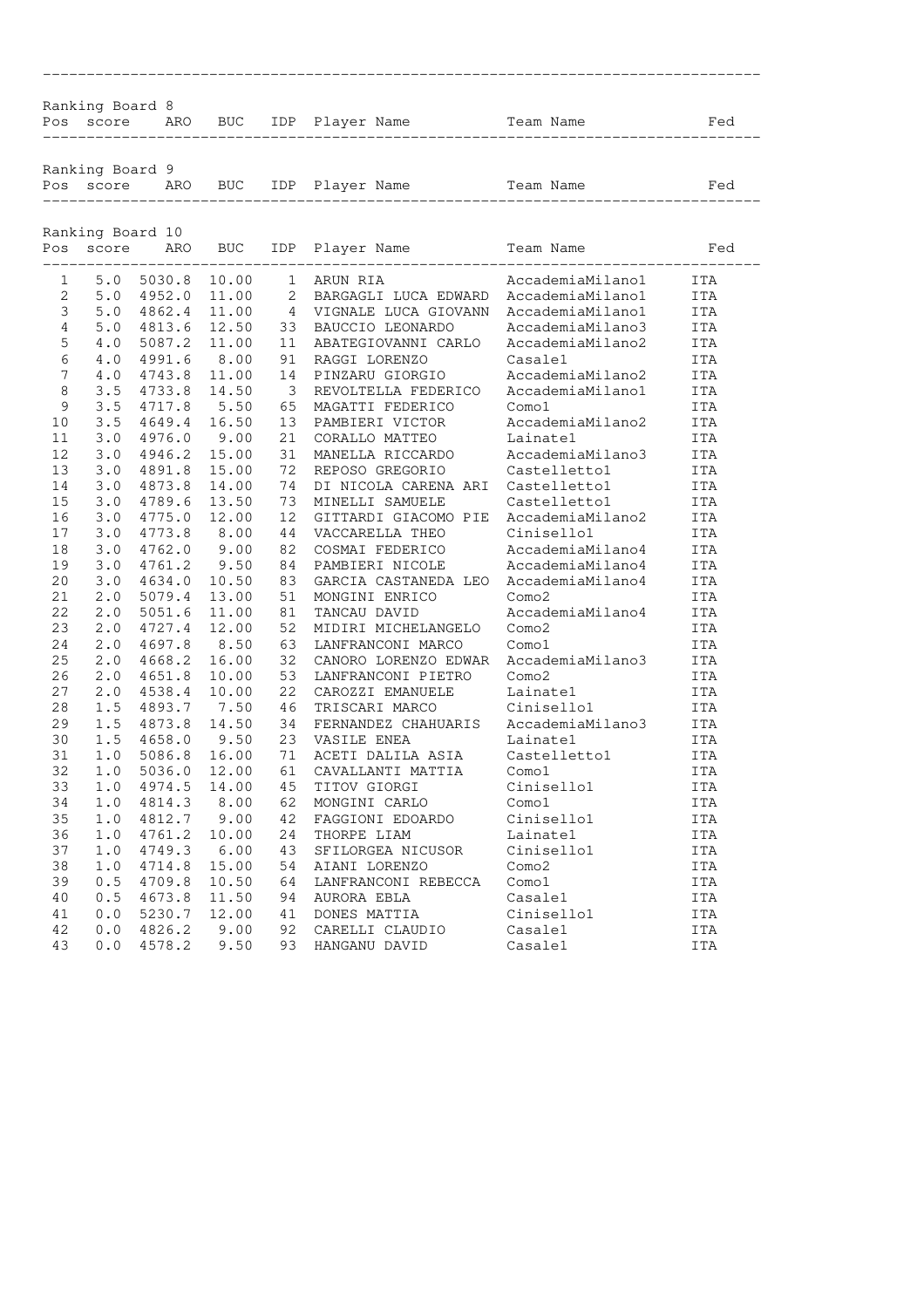## Ranking Board 8

| Pos | score | ARO | BUC | IDP | Player Name | Team Name | Fed |
|---|---|---|---|---|---|---|---|

## Ranking Board 9

| Pos | score | ARO | BUC | IDP | Player Name | Team Name | Fed |
|---|---|---|---|---|---|---|---|

## Ranking Board 10

| Pos | score | ARO | BUC | IDP | Player Name | Team Name | Fed |
|---|---|---|---|---|---|---|---|
| 1 | 5.0 | 5030.8 | 10.00 | 1 | ARUN RIA | AccademiaMilano1 | ITA |
| 2 | 5.0 | 4952.0 | 11.00 | 2 | BARGAGLI LUCA EDWARD | AccademiaMilano1 | ITA |
| 3 | 5.0 | 4862.4 | 11.00 | 4 | VIGNALE LUCA GIOVANN | AccademiaMilano1 | ITA |
| 4 | 5.0 | 4813.6 | 12.50 | 33 | BAUCCIO LEONARDO | AccademiaMilano3 | ITA |
| 5 | 4.0 | 5087.2 | 11.00 | 11 | ABATEGIOVANNI CARLO | AccademiaMilano2 | ITA |
| 6 | 4.0 | 4991.6 | 8.00 | 91 | RAGGI LORENZO | Casale1 | ITA |
| 7 | 4.0 | 4743.8 | 11.00 | 14 | PINZARU GIORGIO | AccademiaMilano2 | ITA |
| 8 | 3.5 | 4733.8 | 14.50 | 3 | REVOLTELLA FEDERICO | AccademiaMilano1 | ITA |
| 9 | 3.5 | 4717.8 | 5.50 | 65 | MAGATTI FEDERICO | Como1 | ITA |
| 10 | 3.5 | 4649.4 | 16.50 | 13 | PAMBIERI VICTOR | AccademiaMilano2 | ITA |
| 11 | 3.0 | 4976.0 | 9.00 | 21 | CORALLO MATTEO | Lainate1 | ITA |
| 12 | 3.0 | 4946.2 | 15.00 | 31 | MANELLA RICCARDO | AccademiaMilano3 | ITA |
| 13 | 3.0 | 4891.8 | 15.00 | 72 | REPOSO GREGORIO | Castelletto1 | ITA |
| 14 | 3.0 | 4873.8 | 14.00 | 74 | DI NICOLA CARENA ARI | Castelletto1 | ITA |
| 15 | 3.0 | 4789.6 | 13.50 | 73 | MINELLI SAMUELE | Castelletto1 | ITA |
| 16 | 3.0 | 4775.0 | 12.00 | 12 | GITTARDI GIACOMO PIE | AccademiaMilano2 | ITA |
| 17 | 3.0 | 4773.8 | 8.00 | 44 | VACCARELLA THEO | Cinisello1 | ITA |
| 18 | 3.0 | 4762.0 | 9.00 | 82 | COSMAI FEDERICO | AccademiaMilano4 | ITA |
| 19 | 3.0 | 4761.2 | 9.50 | 84 | PAMBIERI NICOLE | AccademiaMilano4 | ITA |
| 20 | 3.0 | 4634.0 | 10.50 | 83 | GARCIA CASTANEDA LEO | AccademiaMilano4 | ITA |
| 21 | 2.0 | 5079.4 | 13.00 | 51 | MONGINI ENRICO | Como2 | ITA |
| 22 | 2.0 | 5051.6 | 11.00 | 81 | TANCAU DAVID | AccademiaMilano4 | ITA |
| 23 | 2.0 | 4727.4 | 12.00 | 52 | MIDIRI MICHELANGELO | Como2 | ITA |
| 24 | 2.0 | 4697.8 | 8.50 | 63 | LANFRANCONI MARCO | Como1 | ITA |
| 25 | 2.0 | 4668.2 | 16.00 | 32 | CANORO LORENZO EDWAR | AccademiaMilano3 | ITA |
| 26 | 2.0 | 4651.8 | 10.00 | 53 | LANFRANCONI PIETRO | Como2 | ITA |
| 27 | 2.0 | 4538.4 | 10.00 | 22 | CAROZZI EMANUELE | Lainate1 | ITA |
| 28 | 1.5 | 4893.7 | 7.50 | 46 | TRISCARI MARCO | Cinisello1 | ITA |
| 29 | 1.5 | 4873.8 | 14.50 | 34 | FERNANDEZ CHAHUARIS | AccademiaMilano3 | ITA |
| 30 | 1.5 | 4658.0 | 9.50 | 23 | VASILE ENEA | Lainate1 | ITA |
| 31 | 1.0 | 5086.8 | 16.00 | 71 | ACETI DALILA ASIA | Castelletto1 | ITA |
| 32 | 1.0 | 5036.0 | 12.00 | 61 | CAVALLANTI MATTIA | Como1 | ITA |
| 33 | 1.0 | 4974.5 | 14.00 | 45 | TITOV GIORGI | Cinisello1 | ITA |
| 34 | 1.0 | 4814.3 | 8.00 | 62 | MONGINI CARLO | Como1 | ITA |
| 35 | 1.0 | 4812.7 | 9.00 | 42 | FAGGIONI EDOARDO | Cinisello1 | ITA |
| 36 | 1.0 | 4761.2 | 10.00 | 24 | THORPE LIAM | Lainate1 | ITA |
| 37 | 1.0 | 4749.3 | 6.00 | 43 | SFILORGEA NICUSOR | Cinisello1 | ITA |
| 38 | 1.0 | 4714.8 | 15.00 | 54 | AIANI LORENZO | Como2 | ITA |
| 39 | 0.5 | 4709.8 | 10.50 | 64 | LANFRANCONI REBECCA | Como1 | ITA |
| 40 | 0.5 | 4673.8 | 11.50 | 94 | AURORA EBLA | Casale1 | ITA |
| 41 | 0.0 | 5230.7 | 12.00 | 41 | DONES MATTIA | Cinisello1 | ITA |
| 42 | 0.0 | 4826.2 | 9.00 | 92 | CARELLI CLAUDIO | Casale1 | ITA |
| 43 | 0.0 | 4578.2 | 9.50 | 93 | HANGANU DAVID | Casale1 | ITA |